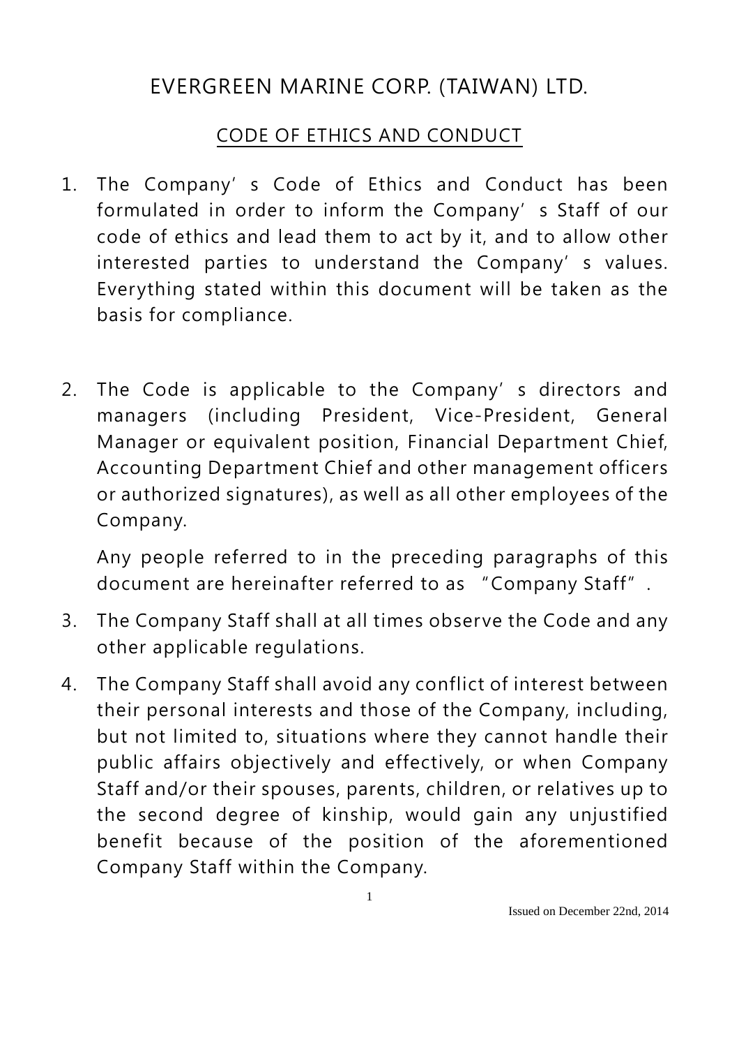# EVERGREEN MARINE CORP. (TAIWAN) LTD.

## CODE OF ETHICS AND CONDUCT

1. The Company's Code of Ethics and Conduct has been formulated in order to inform the Company's Staff of our code of ethics and lead them to act by it, and to allow other interested parties to understand the Company's values. Everything stated within this document will be taken as the basis for compliance.

2. The Code is applicable to the Company's directors and managers (including President, Vice-President, General Manager or equivalent position, Financial Department Chief, Accounting Department Chief and other management officers or authorized signatures), as well as all other employees of the Company.

   Any people referred to in the preceding paragraphs of this document are hereinafter referred to as "Company Staff".

3. The Company Staff shall at all times observe the Code and any other applicable regulations.

4. The Company Staff shall avoid any conflict of interest between their personal interests and those of the Company, including, but not limited to, situations where they cannot handle their public affairs objectively and effectively, or when Company Staff and/or their spouses, parents, children, or relatives up to the second degree of kinship, would gain any unjustified benefit because of the position of the aforementioned Company Staff within the Company.

Issued on December 22nd, 2014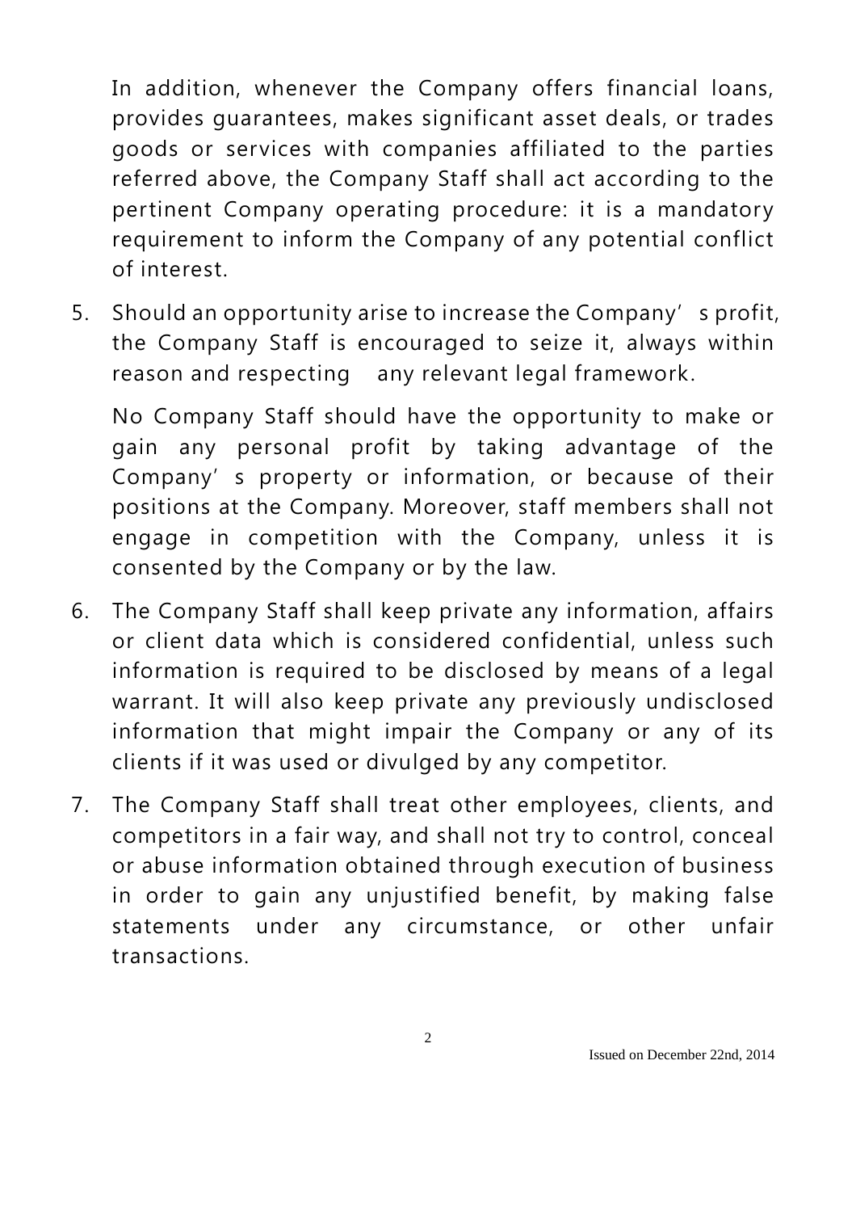In addition, whenever the Company offers financial loans, provides guarantees, makes significant asset deals, or trades goods or services with companies affiliated to the parties referred above, the Company Staff shall act according to the pertinent Company operating procedure: it is a mandatory requirement to inform the Company of any potential conflict of interest.

5. Should an opportunity arise to increase the Company's profit, the Company Staff is encouraged to seize it, always within reason and respecting any relevant legal framework.

   No Company Staff should have the opportunity to make or gain any personal profit by taking advantage of the Company's property or information, or because of their positions at the Company. Moreover, staff members shall not engage in competition with the Company, unless it is consented by the Company or by the law.

6. The Company Staff shall keep private any information, affairs or client data which is considered confidential, unless such information is required to be disclosed by means of a legal warrant. It will also keep private any previously undisclosed information that might impair the Company or any of its clients if it was used or divulged by any competitor.

7. The Company Staff shall treat other employees, clients, and competitors in a fair way, and shall not try to control, conceal or abuse information obtained through execution of business in order to gain any unjustified benefit, by making false statements under any circumstance, or other unfair transactions.

Issued on December 22nd, 2014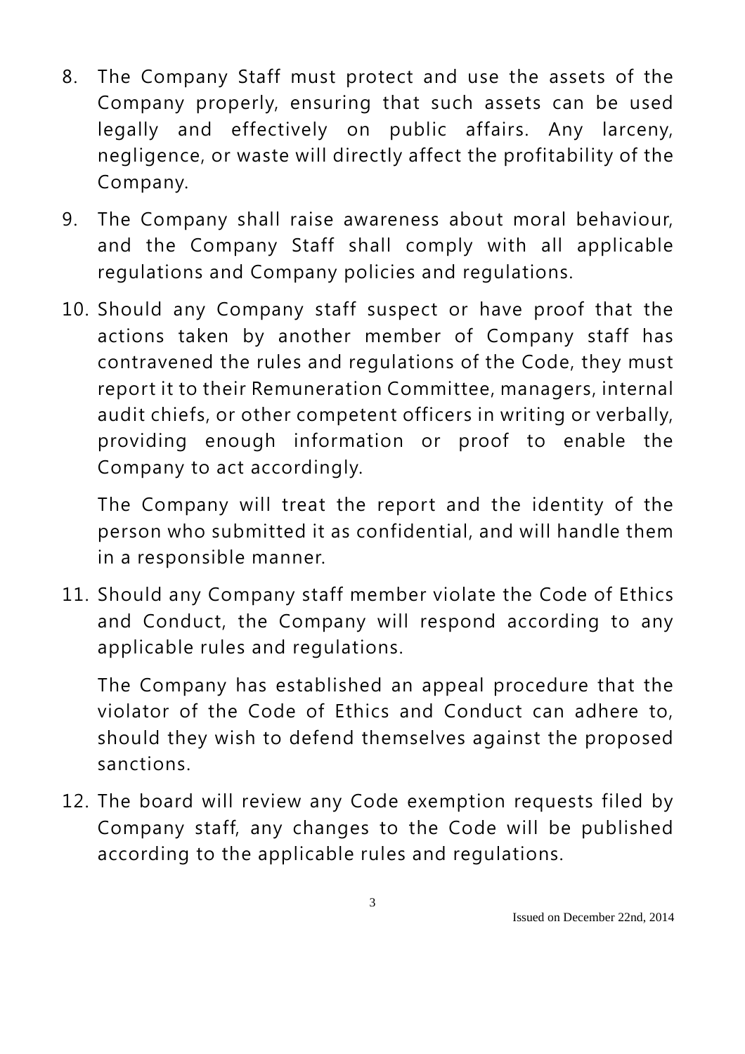8. The Company Staff must protect and use the assets of the Company properly, ensuring that such assets can be used legally and effectively on public affairs. Any larceny, negligence, or waste will directly affect the profitability of the Company.

9. The Company shall raise awareness about moral behaviour, and the Company Staff shall comply with all applicable regulations and Company policies and regulations.

10. Should any Company staff suspect or have proof that the actions taken by another member of Company staff has contravened the rules and regulations of the Code, they must report it to their Remuneration Committee, managers, internal audit chiefs, or other competent officers in writing or verbally, providing enough information or proof to enable the Company to act accordingly.

    The Company will treat the report and the identity of the person who submitted it as confidential, and will handle them in a responsible manner.

11. Should any Company staff member violate the Code of Ethics and Conduct, the Company will respond according to any applicable rules and regulations.

    The Company has established an appeal procedure that the violator of the Code of Ethics and Conduct can adhere to, should they wish to defend themselves against the proposed sanctions.

12. The board will review any Code exemption requests filed by Company staff, any changes to the Code will be published according to the applicable rules and regulations.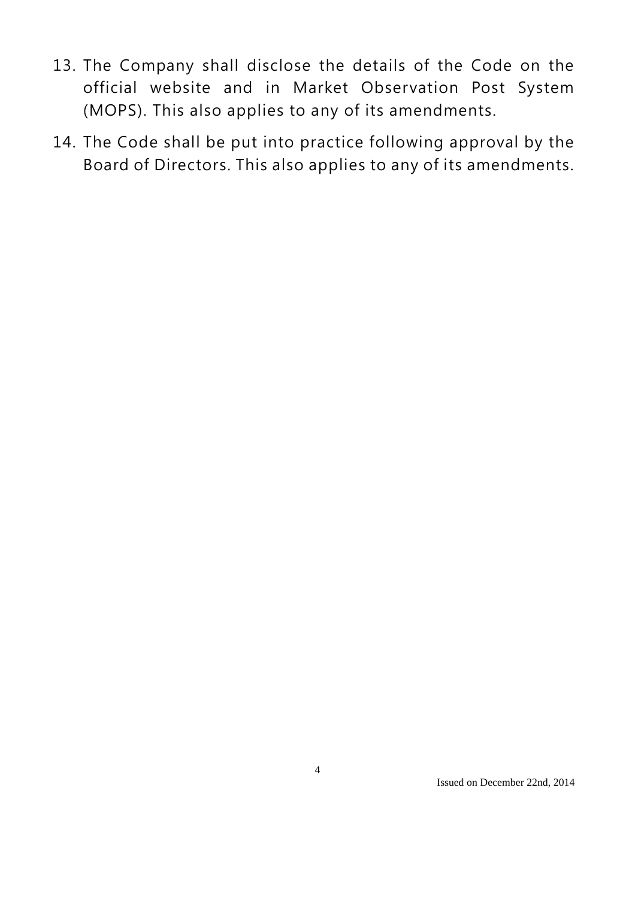13. The Company shall disclose the details of the Code on the official website and in Market Observation Post System (MOPS). This also applies to any of its amendments.
14. The Code shall be put into practice following approval by the Board of Directors. This also applies to any of its amendments.

Issued on December 22nd, 2014